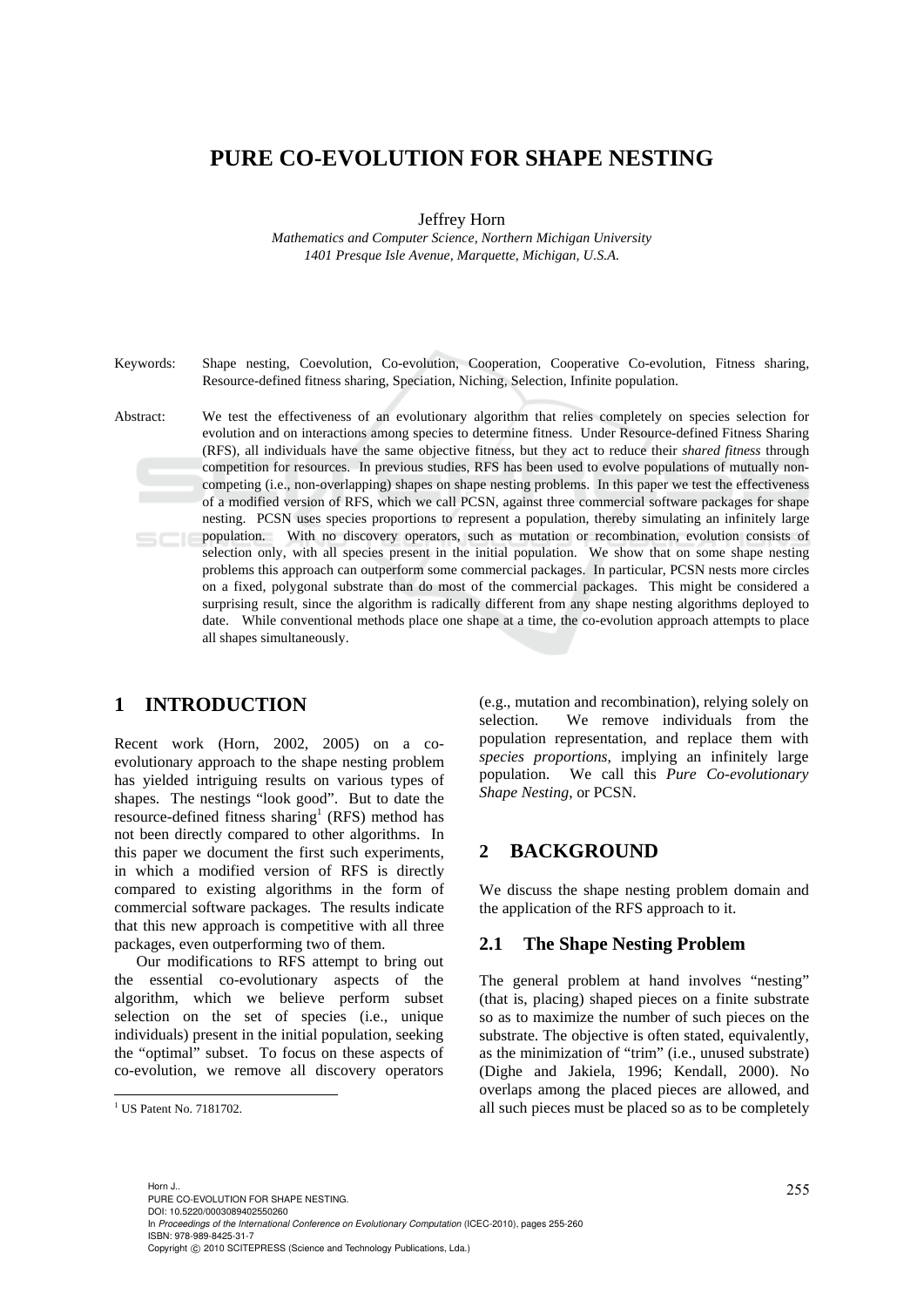# PURE CO-EVOLUTION FOR SHAPE NESTING

Jeffrey Horn

*Mathematics and Computer Science, Northern Michigan University*
*1401 Presque Isle Avenue, Marquette, Michigan, U.S.A.*

Keywords: Shape nesting, Coevolution, Co-evolution, Cooperation, Cooperative Co-evolution, Fitness sharing, Resource-defined fitness sharing, Speciation, Niching, Selection, Infinite population.

Abstract: We test the effectiveness of an evolutionary algorithm that relies completely on species selection for evolution and on interactions among species to determine fitness. Under Resource-defined Fitness Sharing (RFS), all individuals have the same objective fitness, but they act to reduce their *shared fitness* through competition for resources. In previous studies, RFS has been used to evolve populations of mutually non-competing (i.e., non-overlapping) shapes on shape nesting problems. In this paper we test the effectiveness of a modified version of RFS, which we call PCSN, against three commercial software packages for shape nesting. PCSN uses species proportions to represent a population, thereby simulating an infinitely large population. With no discovery operators, such as mutation or recombination, evolution consists of selection only, with all species present in the initial population. We show that on some shape nesting problems this approach can outperform some commercial packages. In particular, PCSN nests more circles on a fixed, polygonal substrate than do most of the commercial packages. This might be considered a surprising result, since the algorithm is radically different from any shape nesting algorithms deployed to date. While conventional methods place one shape at a time, the co-evolution approach attempts to place all shapes simultaneously.

## 1 INTRODUCTION

Recent work (Horn, 2002, 2005) on a co-evolutionary approach to the shape nesting problem has yielded intriguing results on various types of shapes. The nestings "look good". But to date the resource-defined fitness sharing[1] (RFS) method has not been directly compared to other algorithms. In this paper we document the first such experiments, in which a modified version of RFS is directly compared to existing algorithms in the form of commercial software packages. The results indicate that this new approach is competitive with all three packages, even outperforming two of them.

Our modifications to RFS attempt to bring out the essential co-evolutionary aspects of the algorithm, which we believe perform subset selection on the set of species (i.e., unique individuals) present in the initial population, seeking the "optimal" subset. To focus on these aspects of co-evolution, we remove all discovery operators (e.g., mutation and recombination), relying solely on selection. We remove individuals from the population representation, and replace them with *species proportions*, implying an infinitely large population. We call this *Pure Co-evolutionary Shape Nesting*, or PCSN.

[1] US Patent No. 7181702.

## 2 BACKGROUND

We discuss the shape nesting problem domain and the application of the RFS approach to it.

### 2.1 The Shape Nesting Problem

The general problem at hand involves "nesting" (that is, placing) shaped pieces on a finite substrate so as to maximize the number of such pieces on the substrate. The objective is often stated, equivalently, as the minimization of "trim" (i.e., unused substrate) (Dighe and Jakiela, 1996; Kendall, 2000). No overlaps among the placed pieces are allowed, and all such pieces must be placed so as to be completely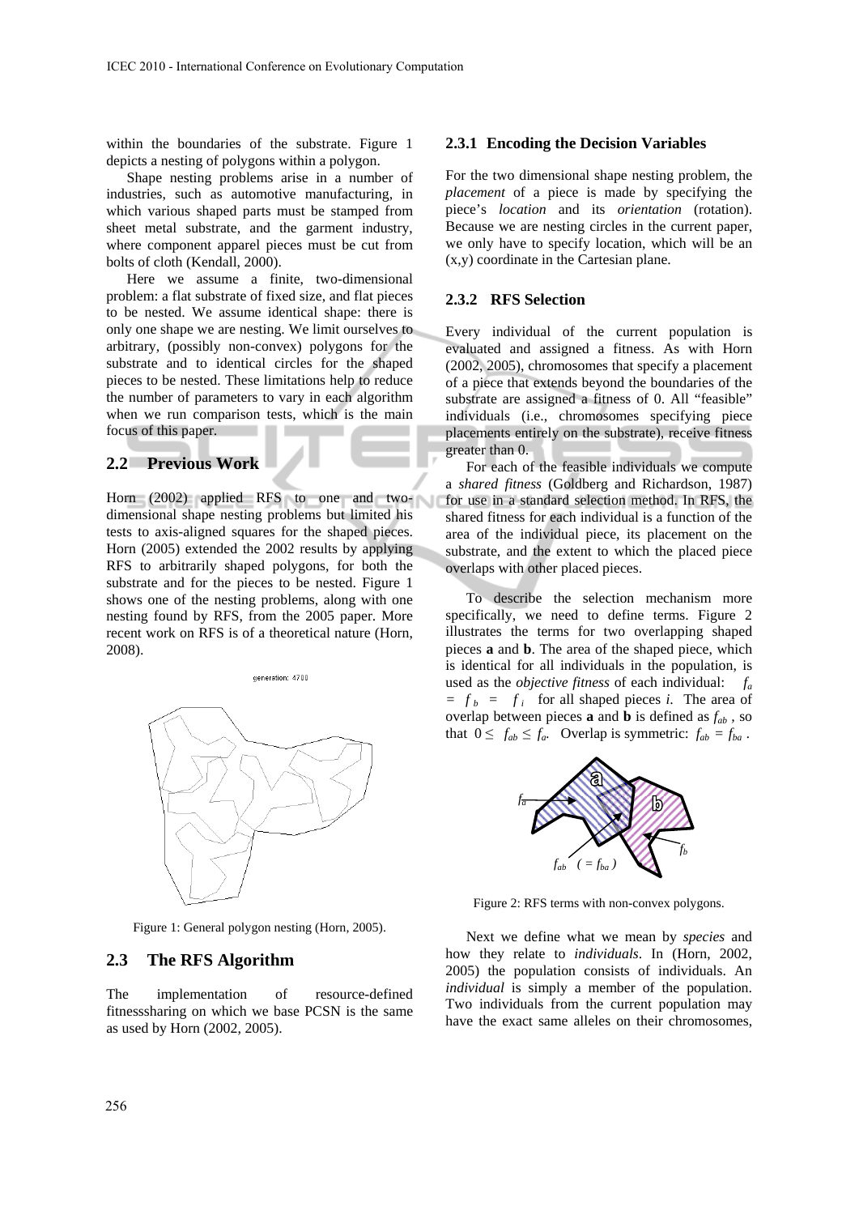within the boundaries of the substrate. Figure 1 depicts a nesting of polygons within a polygon.

Shape nesting problems arise in a number of industries, such as automotive manufacturing, in which various shaped parts must be stamped from sheet metal substrate, and the garment industry, where component apparel pieces must be cut from bolts of cloth (Kendall, 2000).

Here we assume a finite, two-dimensional problem: a flat substrate of fixed size, and flat pieces to be nested. We assume identical shape: there is only one shape we are nesting. We limit ourselves to arbitrary, (possibly non-convex) polygons for the substrate and to identical circles for the shaped pieces to be nested. These limitations help to reduce the number of parameters to vary in each algorithm when we run comparison tests, which is the main focus of this paper.

## 2.2 Previous Work

Horn (2002) applied RFS to one and two-dimensional shape nesting problems but limited his tests to axis-aligned squares for the shaped pieces. Horn (2005) extended the 2002 results by applying RFS to arbitrarily shaped polygons, for both the substrate and for the pieces to be nested. Figure 1 shows one of the nesting problems, along with one nesting found by RFS, from the 2005 paper. More recent work on RFS is of a theoretical nature (Horn, 2008).

Figure 1: General polygon nesting (Horn, 2005).

## 2.3 The RFS Algorithm

The implementation of resource-defined fitnesssharing on which we base PCSN is the same as used by Horn (2002, 2005).

### 2.3.1 Encoding the Decision Variables

For the two dimensional shape nesting problem, the *placement* of a piece is made by specifying the piece's *location* and its *orientation* (rotation). Because we are nesting circles in the current paper, we only have to specify location, which will be an (x,y) coordinate in the Cartesian plane.

### 2.3.2 RFS Selection

Every individual of the current population is evaluated and assigned a fitness. As with Horn (2002, 2005), chromosomes that specify a placement of a piece that extends beyond the boundaries of the substrate are assigned a fitness of 0. All "feasible" individuals (i.e., chromosomes specifying piece placements entirely on the substrate), receive fitness greater than 0.

For each of the feasible individuals we compute a *shared fitness* (Goldberg and Richardson, 1987) for use in a standard selection method. In RFS, the shared fitness for each individual is a function of the area of the individual piece, its placement on the substrate, and the extent to which the placed piece overlaps with other placed pieces.

To describe the selection mechanism more specifically, we need to define terms. Figure 2 illustrates the terms for two overlapping shaped pieces **a** and **b**. The area of the shaped piece, which is identical for all individuals in the population, is used as the *objective fitness* of each individual: $f_a = f_b = f_i$ for all shaped pieces *i*. The area of overlap between pieces **a** and **b** is defined as $f_{ab}$, so that $0 \leq f_{ab} \leq f_a$. Overlap is symmetric: $f_{ab} = f_{ba}$.

Figure 2: RFS terms with non-convex polygons.

Next we define what we mean by *species* and how they relate to *individuals*. In (Horn, 2002, 2005) the population consists of individuals. An *individual* is simply a member of the population. Two individuals from the current population may have the exact same alleles on their chromosomes,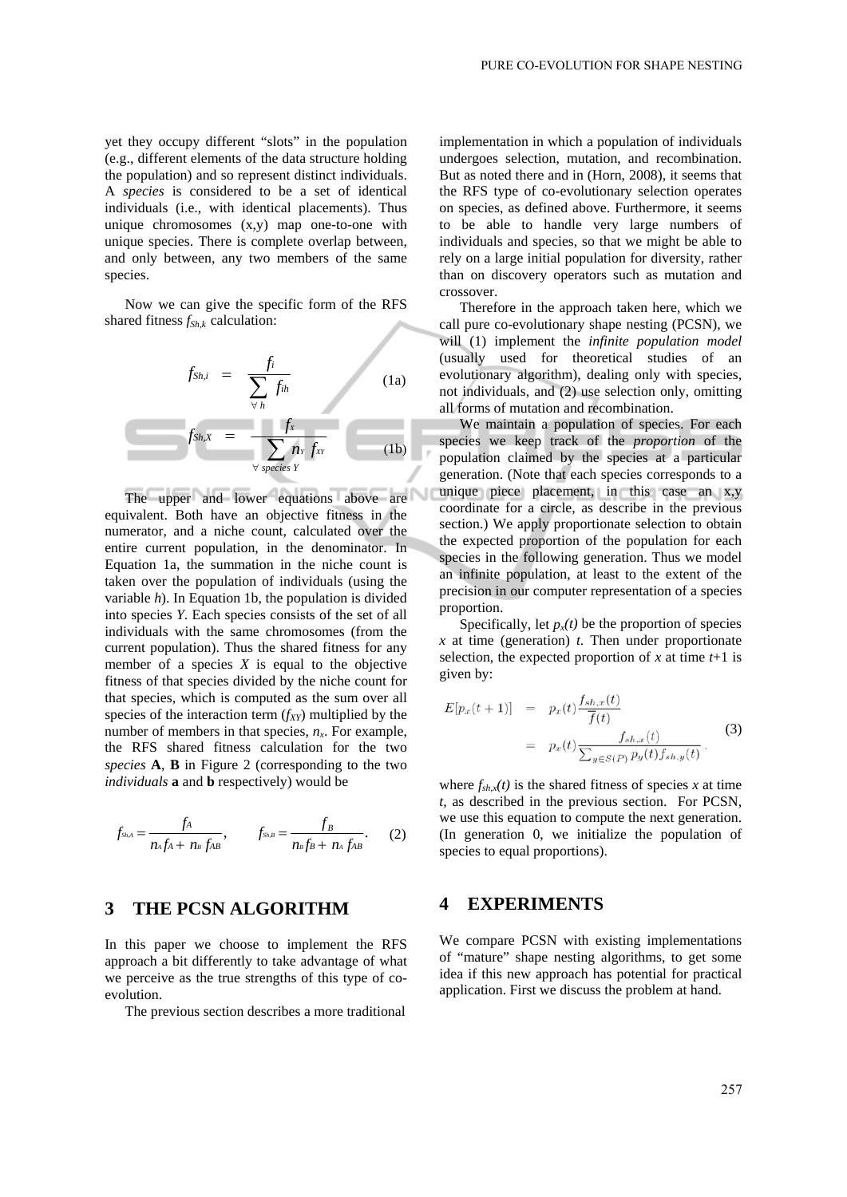yet they occupy different "slots" in the population (e.g., different elements of the data structure holding the population) and so represent distinct individuals. A *species* is considered to be a set of identical individuals (i.e., with identical placements). Thus unique chromosomes (x,y) map one-to-one with unique species. There is complete overlap between, and only between, any two members of the same species.

Now we can give the specific form of the RFS shared fitness $f_{Sh,k}$ calculation:

$$f_{Sh,i} = \frac{f_i}{\sum_{\forall h} f_{ih}} \tag{1a}$$

$$f_{Sh,X} = \frac{f_x}{\sum_{\forall \text{ species } Y} n_Y f_{XY}} \tag{1b}$$

The upper and lower equations above are equivalent. Both have an objective fitness in the numerator, and a niche count, calculated over the entire current population, in the denominator. In Equation 1a, the summation in the niche count is taken over the population of individuals (using the variable *h*). In Equation 1b, the population is divided into species *Y*. Each species consists of the set of all individuals with the same chromosomes (from the current population). Thus the shared fitness for any member of a species *X* is equal to the objective fitness of that species divided by the niche count for that species, which is computed as the sum over all species of the interaction term ($f_{XY}$) multiplied by the number of members in that species, $n_x$. For example, the RFS shared fitness calculation for the two *species* **A**, **B** in Figure 2 (corresponding to the two *individuals* **a** and **b** respectively) would be

$$f_{Sh,A} = \frac{f_A}{n_A f_A + n_B f_{AB}}, \qquad f_{Sh,B} = \frac{f_B}{n_B f_B + n_A f_{AB}}. \tag{2}$$

## 3 THE PCSN ALGORITHM

In this paper we choose to implement the RFS approach a bit differently to take advantage of what we perceive as the true strengths of this type of co-evolution.

The previous section describes a more traditional implementation in which a population of individuals undergoes selection, mutation, and recombination. But as noted there and in (Horn, 2008), it seems that the RFS type of co-evolutionary selection operates on species, as defined above. Furthermore, it seems to be able to handle very large numbers of individuals and species, so that we might be able to rely on a large initial population for diversity, rather than on discovery operators such as mutation and crossover.

Therefore in the approach taken here, which we call pure co-evolutionary shape nesting (PCSN), we will (1) implement the *infinite population model* (usually used for theoretical studies of an evolutionary algorithm), dealing only with species, not individuals, and (2) use selection only, omitting all forms of mutation and recombination.

We maintain a population of species. For each species we keep track of the *proportion* of the population claimed by the species at a particular generation. (Note that each species corresponds to a unique piece placement, in this case an x,y coordinate for a circle, as describe in the previous section.) We apply proportionate selection to obtain the expected proportion of the population for each species in the following generation. Thus we model an infinite population, at least to the extent of the precision in our computer representation of a species proportion.

Specifically, let $p_x(t)$ be the proportion of species *x* at time (generation) *t*. Then under proportionate selection, the expected proportion of *x* at time *t*+1 is given by:

$$\begin{aligned} E[p_x(t+1)] &= p_x(t)\frac{f_{sh,x}(t)}{\overline{f}(t)} \\ &= p_x(t)\frac{f_{sh,x}(t)}{\sum_{y \in S(P)} p_y(t) f_{sh,y}(t)} . \end{aligned} \tag{3}$$

where $f_{sh,x}(t)$ is the shared fitness of species *x* at time *t*, as described in the previous section. For PCSN, we use this equation to compute the next generation. (In generation 0, we initialize the population of species to equal proportions).

## 4 EXPERIMENTS

We compare PCSN with existing implementations of "mature" shape nesting algorithms, to get some idea if this new approach has potential for practical application. First we discuss the problem at hand.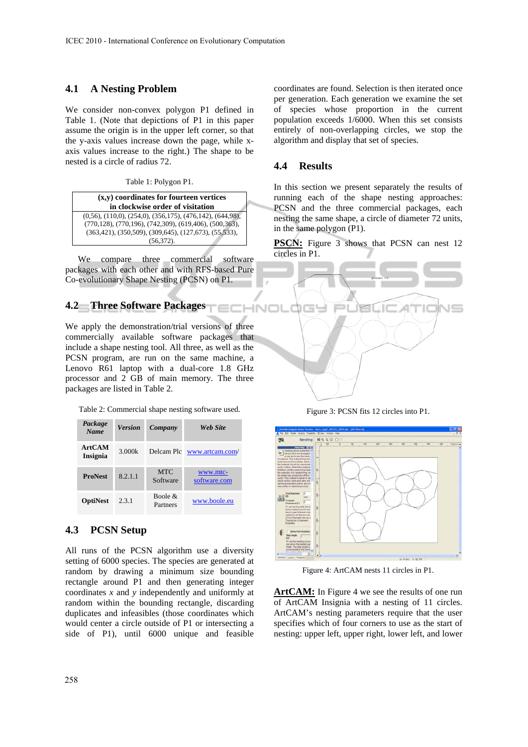### 4.1 A Nesting Problem

We consider non-convex polygon P1 defined in Table 1. (Note that depictions of P1 in this paper assume the origin is in the upper left corner, so that the y-axis values increase down the page, while x-axis values increase to the right.) The shape to be nested is a circle of radius 72.

Table 1: Polygon P1.

| (x,y) coordinates for fourteen vertices in clockwise order of visitation |
|---|
| (0,56), (110,0), (254,0), (356,175), (476,142), (644,98), (770,128), (770,196), (742,309), (619,406), (500,363), (363,421), (350,509), (309,645), (127,673), (55,533), (56,372). |

We compare three commercial software packages with each other and with RFS-based Pure Co-evolutionary Shape Nesting (PCSN) on P1.

### 4.2 Three Software Packages

We apply the demonstration/trial versions of three commercially available software packages that include a shape nesting tool. All three, as well as the PCSN program, are run on the same machine, a Lenovo R61 laptop with a dual-core 1.8 GHz processor and 2 GB of main memory. The three packages are listed in Table 2.

Table 2: Commercial shape nesting software used.

| *Package Name* | *Version* | *Company* | *Web Site* |
|---|---|---|---|
| **ArtCAM Insignia** | 3.000k | Delcam Plc | www.artcam.com/ |
| **ProNest** | 8.2.1.1 | MTC Software | www.mtc-software.com |
| **OptiNest** | 2.3.1 | Boole & Partners | www.boole.eu |

### 4.3 PCSN Setup

All runs of the PCSN algorithm use a diversity setting of 6000 species. The species are generated at random by drawing a minimum size bounding rectangle around P1 and then generating integer coordinates *x* and *y* independently and uniformly at random within the bounding rectangle, discarding duplicates and infeasibles (those coordinates which would center a circle outside of P1 or intersecting a side of P1), until 6000 unique and feasible coordinates are found. Selection is then iterated once per generation. Each generation we examine the set of species whose proportion in the current population exceeds 1/6000. When this set consists entirely of non-overlapping circles, we stop the algorithm and display that set of species.

### 4.4 Results

In this section we present separately the results of running each of the shape nesting approaches: PCSN and the three commercial packages, each nesting the same shape, a circle of diameter 72 units, in the same polygon (P1).

**PSCN:** Figure 3 shows that PCSN can nest 12 circles in P1.

Figure 3: PCSN fits 12 circles into P1.

Figure 4: ArtCAM nests 11 circles in P1.

**ArtCAM:** In Figure 4 we see the results of one run of ArtCAM Insignia with a nesting of 11 circles. ArtCAM's nesting parameters require that the user specifies which of four corners to use as the start of nesting: upper left, upper right, lower left, and lower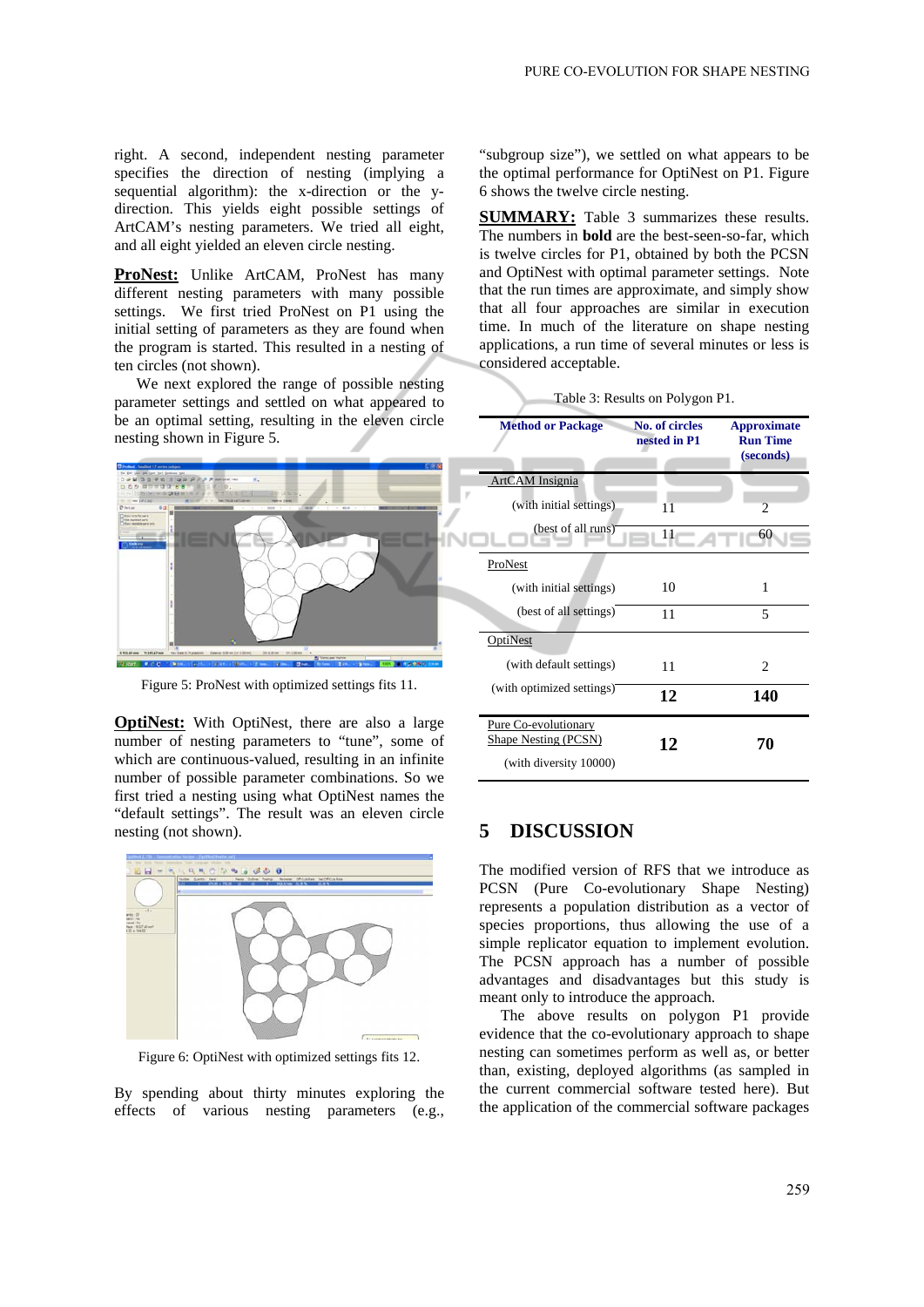right. A second, independent nesting parameter specifies the direction of nesting (implying a sequential algorithm): the x-direction or the y-direction. This yields eight possible settings of ArtCAM's nesting parameters. We tried all eight, and all eight yielded an eleven circle nesting.

**ProNest:** Unlike ArtCAM, ProNest has many different nesting parameters with many possible settings. We first tried ProNest on P1 using the initial setting of parameters as they are found when the program is started. This resulted in a nesting of ten circles (not shown).

We next explored the range of possible nesting parameter settings and settled on what appeared to be an optimal setting, resulting in the eleven circle nesting shown in Figure 5.

Figure 5: ProNest with optimized settings fits 11.

**OptiNest:** With OptiNest, there are also a large number of nesting parameters to "tune", some of which are continuous-valued, resulting in an infinite number of possible parameter combinations. So we first tried a nesting using what OptiNest names the "default settings". The result was an eleven circle nesting (not shown).

Figure 6: OptiNest with optimized settings fits 12.

By spending about thirty minutes exploring the effects of various nesting parameters (e.g., "subgroup size"), we settled on what appears to be the optimal performance for OptiNest on P1. Figure 6 shows the twelve circle nesting.

**SUMMARY:** Table 3 summarizes these results. The numbers in **bold** are the best-seen-so-far, which is twelve circles for P1, obtained by both the PCSN and OptiNest with optimal parameter settings. Note that the run times are approximate, and simply show that all four approaches are similar in execution time. In much of the literature on shape nesting applications, a run time of several minutes or less is considered acceptable.

Table 3: Results on Polygon P1.

| Method or Package | No. of circles nested in P1 | Approximate Run Time (seconds) |
|---|---|---|
| ArtCAM Insignia | | |
| (with initial settings) | 11 | 2 |
| (best of all runs) | 11 | 60 |
| ProNest | | |
| (with initial settings) | 10 | 1 |
| (best of all settings) | 11 | 5 |
| OptiNest | | |
| (with default settings) | 11 | 2 |
| (with optimized settings) | **12** | **140** |
| Pure Co-evolutionary Shape Nesting (PCSN) (with diversity 10000) | **12** | **70** |

## 5 DISCUSSION

The modified version of RFS that we introduce as PCSN (Pure Co-evolutionary Shape Nesting) represents a population distribution as a vector of species proportions, thus allowing the use of a simple replicator equation to implement evolution. The PCSN approach has a number of possible advantages and disadvantages but this study is meant only to introduce the approach.

The above results on polygon P1 provide evidence that the co-evolutionary approach to shape nesting can sometimes perform as well as, or better than, existing, deployed algorithms (as sampled in the current commercial software tested here). But the application of the commercial software packages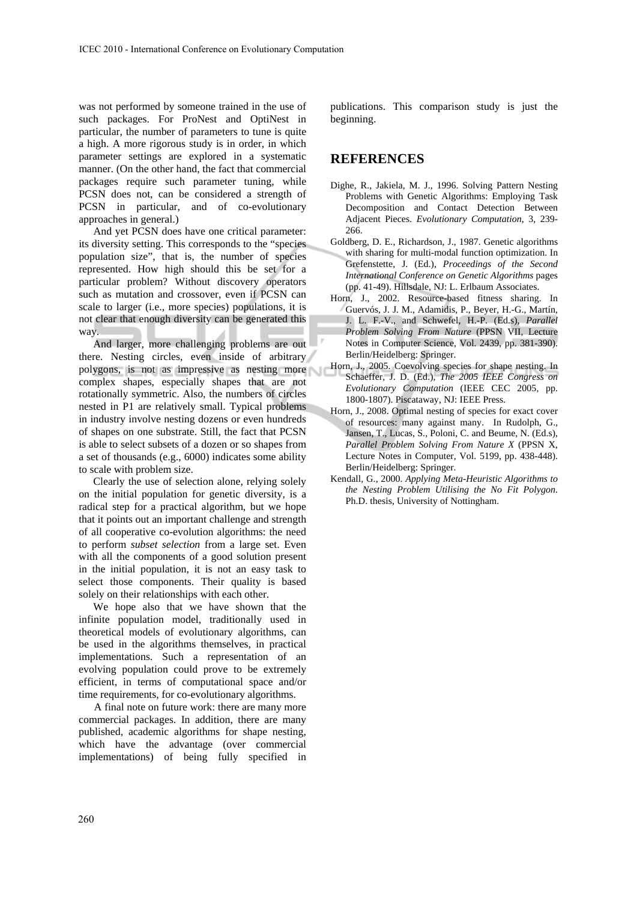was not performed by someone trained in the use of such packages. For ProNest and OptiNest in particular, the number of parameters to tune is quite a high. A more rigorous study is in order, in which parameter settings are explored in a systematic manner. (On the other hand, the fact that commercial packages require such parameter tuning, while PCSN does not, can be considered a strength of PCSN in particular, and of co-evolutionary approaches in general.)

And yet PCSN does have one critical parameter: its diversity setting. This corresponds to the "species population size", that is, the number of species represented. How high should this be set for a particular problem? Without discovery operators such as mutation and crossover, even if PCSN can scale to larger (i.e., more species) populations, it is not clear that enough diversity can be generated this way.

And larger, more challenging problems are out there. Nesting circles, even inside of arbitrary polygons, is not as impressive as nesting more complex shapes, especially shapes that are not rotationally symmetric. Also, the numbers of circles nested in P1 are relatively small. Typical problems in industry involve nesting dozens or even hundreds of shapes on one substrate. Still, the fact that PCSN is able to select subsets of a dozen or so shapes from a set of thousands (e.g., 6000) indicates some ability to scale with problem size.

Clearly the use of selection alone, relying solely on the initial population for genetic diversity, is a radical step for a practical algorithm, but we hope that it points out an important challenge and strength of all cooperative co-evolution algorithms: the need to perform *subset selection* from a large set. Even with all the components of a good solution present in the initial population, it is not an easy task to select those components. Their quality is based solely on their relationships with each other.

We hope also that we have shown that the infinite population model, traditionally used in theoretical models of evolutionary algorithms, can be used in the algorithms themselves, in practical implementations. Such a representation of an evolving population could prove to be extremely efficient, in terms of computational space and/or time requirements, for co-evolutionary algorithms.

A final note on future work: there are many more commercial packages. In addition, there are many published, academic algorithms for shape nesting, which have the advantage (over commercial implementations) of being fully specified in publications. This comparison study is just the beginning.

## REFERENCES

Dighe, R., Jakiela, M. J., 1996. Solving Pattern Nesting Problems with Genetic Algorithms: Employing Task Decomposition and Contact Detection Between Adjacent Pieces. *Evolutionary Computation*, 3, 239-266.

Goldberg, D. E., Richardson, J., 1987. Genetic algorithms with sharing for multi-modal function optimization. In Grefenstette, J. (Ed.), *Proceedings of the Second International Conference on Genetic Algorithms* pages (pp. 41-49). Hillsdale, NJ: L. Erlbaum Associates.

Horn, J., 2002. Resource-based fitness sharing. In Guervós, J. J. M., Adamidis, P., Beyer, H.-G., Martín, J. L. F.-V., and Schwefel, H.-P. (Ed.s), *Parallel Problem Solving From Nature* (PPSN VII, Lecture Notes in Computer Science, Vol. 2439, pp. 381-390). Berlin/Heidelberg: Springer.

Horn, J., 2005. Coevolving species for shape nesting. In Schaeffer, J. D. (Ed.), *The 2005 IEEE Congress on Evolutionary Computation* (IEEE CEC 2005, pp. 1800-1807). Piscataway, NJ: IEEE Press.

Horn, J., 2008. Optimal nesting of species for exact cover of resources: many against many. In Rudolph, G., Jansen, T., Lucas, S., Poloni, C. and Beume, N. (Ed.s), *Parallel Problem Solving From Nature X* (PPSN X, Lecture Notes in Computer, Vol. 5199, pp. 438-448). Berlin/Heidelberg: Springer.

Kendall, G., 2000. *Applying Meta-Heuristic Algorithms to the Nesting Problem Utilising the No Fit Polygon*. Ph.D. thesis, University of Nottingham.